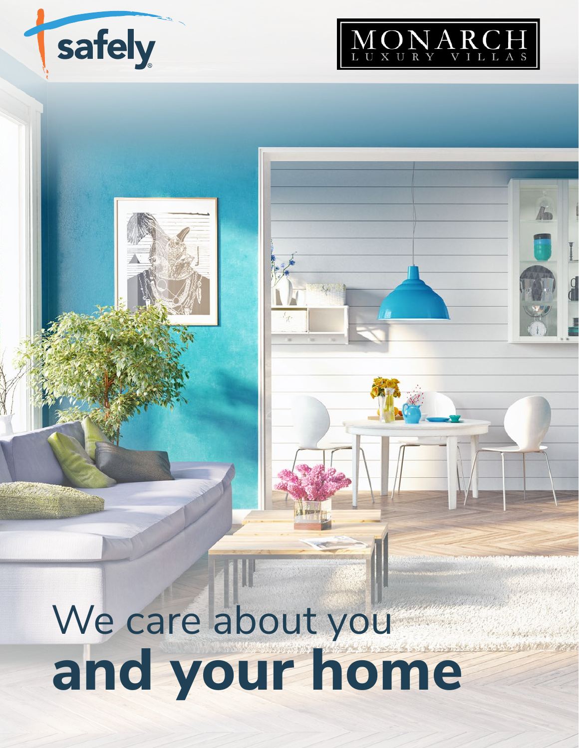safely

MONARCH
LUXURY VILLAS

# We care about you **and your home**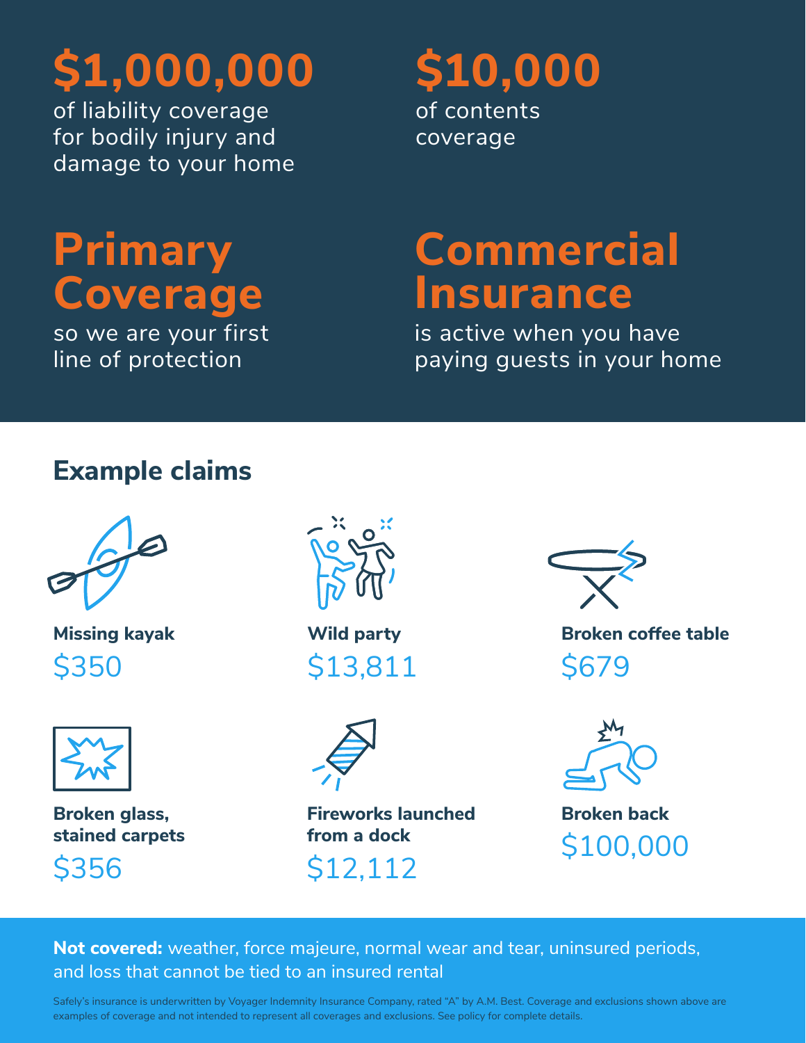**$1,000,000**
of liability coverage for bodily injury and damage to your home

**$10,000**
of contents coverage

**Primary Coverage**
so we are your first line of protection

**Commercial Insurance**
is active when you have paying guests in your home

## Example claims

**Missing kayak**
$350

**Wild party**
$13,811

**Broken coffee table**
$679

**Broken glass, stained carpets**
$356

**Fireworks launched from a dock**
$12,112

**Broken back**
$100,000

**Not covered:** weather, force majeure, normal wear and tear, uninsured periods, and loss that cannot be tied to an insured rental

Safely's insurance is underwritten by Voyager Indemnity Insurance Company, rated "A" by A.M. Best. Coverage and exclusions shown above are examples of coverage and not intended to represent all coverages and exclusions. See policy for complete details.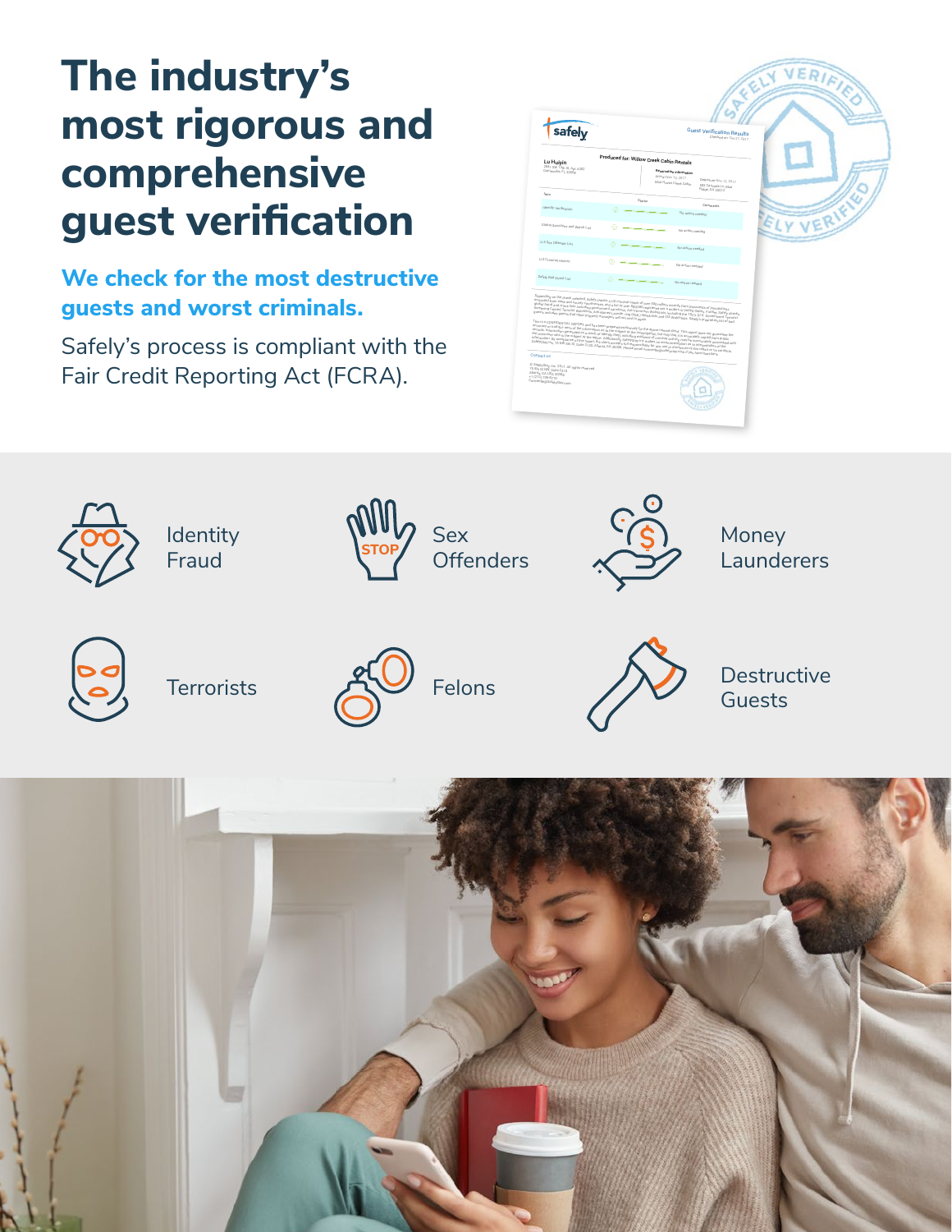# The industry's most rigorous and comprehensive guest verification

**We check for the most destructive guests and worst criminals.**

Safely's process is compliant with the Fair Credit Reporting Act (FCRA).

- Identity Fraud
- Sex Offenders
- Money Launderers
- Terrorists
- Felons
- Destructive Guests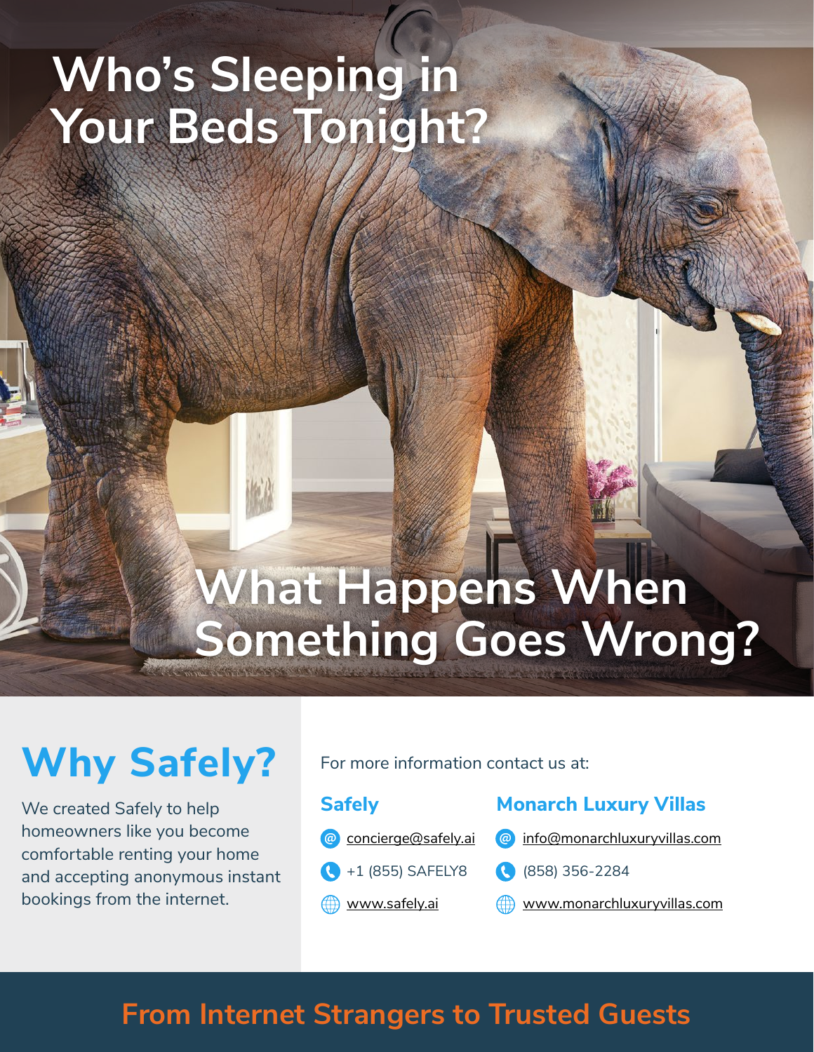# Who's Sleeping in Your Beds Tonight?

# What Happens When Something Goes Wrong?

## Why Safely?

We created Safely to help homeowners like you become comfortable renting your home and accepting anonymous instant bookings from the internet.

For more information contact us at:

### Safely

- concierge@safely.ai
- +1 (855) SAFELY8
- www.safely.ai

### Monarch Luxury Villas

- info@monarchluxuryvillas.com
- (858) 356-2284
- www.monarchluxuryvillas.com

## From Internet Strangers to Trusted Guests